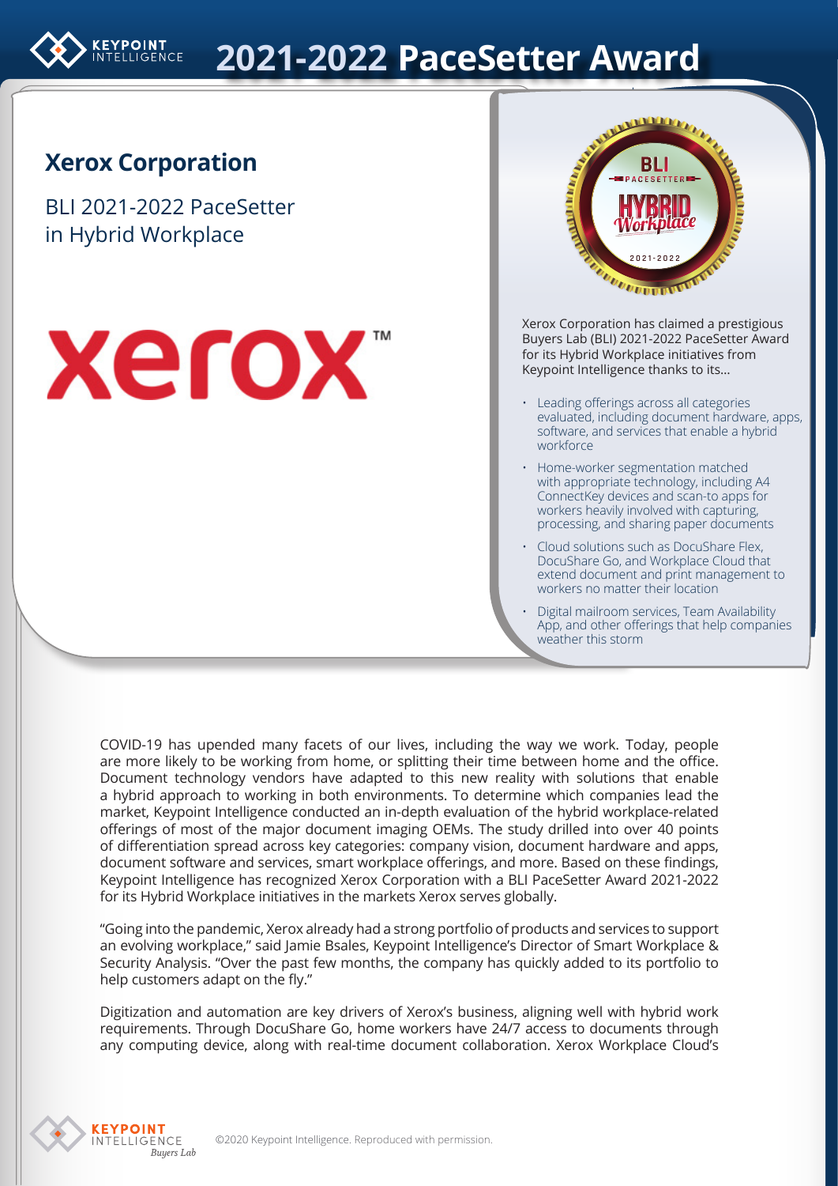# 2021-2022 PaceSetter Award

## Xerox Corporation

BLI 2021-2022 PaceSetter in Hybrid Workplace

Xerox Corporation has claimed a prestigious Buyers Lab (BLI) 2021-2022 PaceSetter Award for its Hybrid Workplace initiatives from Keypoint Intelligence thanks to its...

- Leading offerings across all categories evaluated, including document hardware, apps, software, and services that enable a hybrid workforce
- Home-worker segmentation matched with appropriate technology, including A4 ConnectKey devices and scan-to apps for workers heavily involved with capturing, processing, and sharing paper documents
- Cloud solutions such as DocuShare Flex, DocuShare Go, and Workplace Cloud that extend document and print management to workers no matter their location
- Digital mailroom services, Team Availability App, and other offerings that help companies weather this storm

COVID-19 has upended many facets of our lives, including the way we work. Today, people are more likely to be working from home, or splitting their time between home and the office. Document technology vendors have adapted to this new reality with solutions that enable a hybrid approach to working in both environments. To determine which companies lead the market, Keypoint Intelligence conducted an in-depth evaluation of the hybrid workplace-related offerings of most of the major document imaging OEMs. The study drilled into over 40 points of differentiation spread across key categories: company vision, document hardware and apps, document software and services, smart workplace offerings, and more. Based on these findings, Keypoint Intelligence has recognized Xerox Corporation with a BLI PaceSetter Award 2021-2022 for its Hybrid Workplace initiatives in the markets Xerox serves globally.

"Going into the pandemic, Xerox already had a strong portfolio of products and services to support an evolving workplace," said Jamie Bsales, Keypoint Intelligence's Director of Smart Workplace & Security Analysis. "Over the past few months, the company has quickly added to its portfolio to help customers adapt on the fly."

Digitization and automation are key drivers of Xerox's business, aligning well with hybrid work requirements. Through DocuShare Go, home workers have 24/7 access to documents through any computing device, along with real-time document collaboration. Xerox Workplace Cloud's

©2020 Keypoint Intelligence. Reproduced with permission.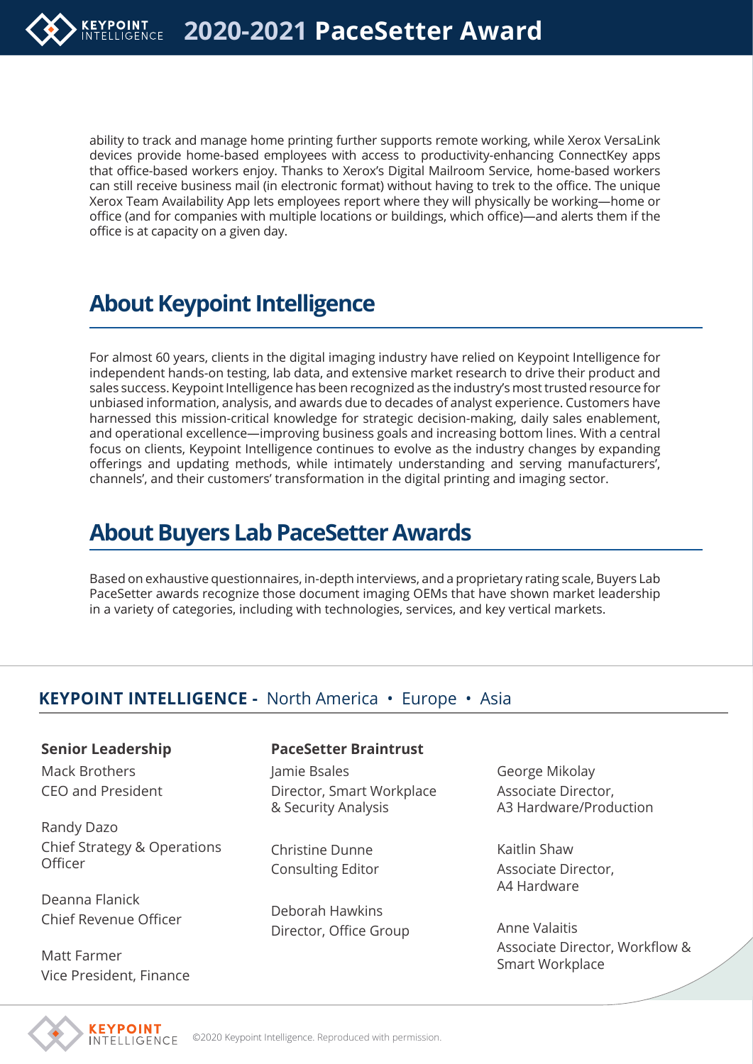ability to track and manage home printing further supports remote working, while Xerox VersaLink devices provide home-based employees with access to productivity-enhancing ConnectKey apps that office-based workers enjoy. Thanks to Xerox's Digital Mailroom Service, home-based workers can still receive business mail (in electronic format) without having to trek to the office. The unique Xerox Team Availability App lets employees report where they will physically be working—home or office (and for companies with multiple locations or buildings, which office)—and alerts them if the office is at capacity on a given day.

## About Keypoint Intelligence

For almost 60 years, clients in the digital imaging industry have relied on Keypoint Intelligence for independent hands-on testing, lab data, and extensive market research to drive their product and sales success. Keypoint Intelligence has been recognized as the industry's most trusted resource for unbiased information, analysis, and awards due to decades of analyst experience. Customers have harnessed this mission-critical knowledge for strategic decision-making, daily sales enablement, and operational excellence—improving business goals and increasing bottom lines. With a central focus on clients, Keypoint Intelligence continues to evolve as the industry changes by expanding offerings and updating methods, while intimately understanding and serving manufacturers', channels', and their customers' transformation in the digital printing and imaging sector.

## About Buyers Lab PaceSetter Awards

Based on exhaustive questionnaires, in-depth interviews, and a proprietary rating scale, Buyers Lab PaceSetter awards recognize those document imaging OEMs that have shown market leadership in a variety of categories, including with technologies, services, and key vertical markets.

### KEYPOINT INTELLIGENCE - North America • Europe • Asia

**Senior Leadership**

Mack Brothers
CEO and President

Randy Dazo
Chief Strategy & Operations Officer

Deanna Flanick
Chief Revenue Officer

Matt Farmer
Vice President, Finance

**PaceSetter Braintrust**

Jamie Bsales
Director, Smart Workplace & Security Analysis

Christine Dunne
Consulting Editor

Deborah Hawkins
Director, Office Group

George Mikolay
Associate Director, A3 Hardware/Production

Kaitlin Shaw
Associate Director, A4 Hardware

Anne Valaitis
Associate Director, Workflow & Smart Workplace

©2020 Keypoint Intelligence. Reproduced with permission.